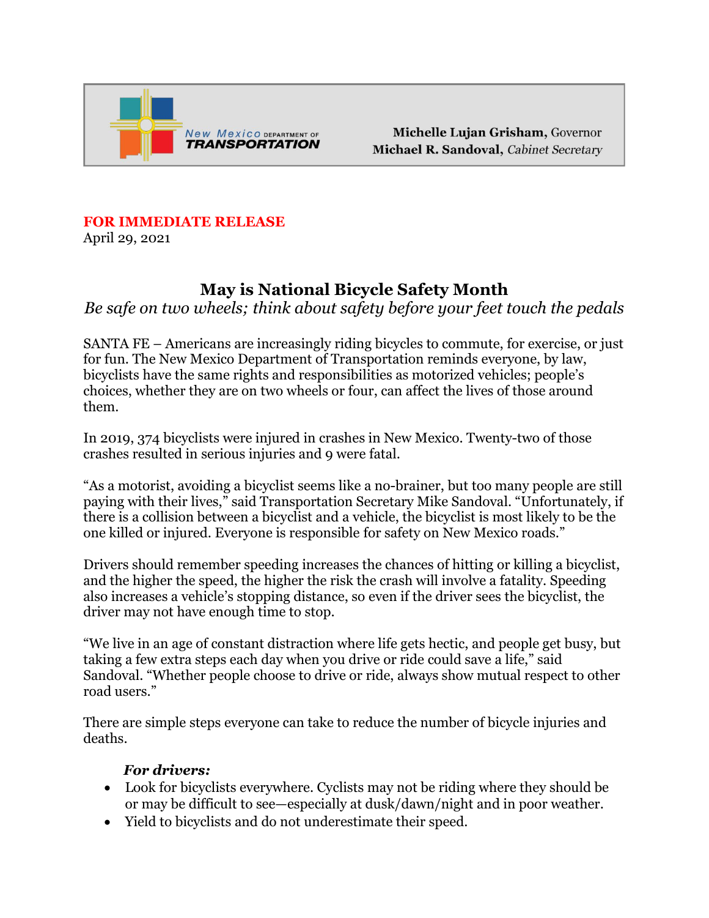New Mexico DEPARTMENT OF TRANSPORTATION

**Michelle Lujan Grisham**, Governor
**Michael R. Sandoval**, *Cabinet Secretary*

**FOR IMMEDIATE RELEASE**
April 29, 2021

# May is National Bicycle Safety Month

*Be safe on two wheels; think about safety before your feet touch the pedals*

SANTA FE – Americans are increasingly riding bicycles to commute, for exercise, or just for fun. The New Mexico Department of Transportation reminds everyone, by law, bicyclists have the same rights and responsibilities as motorized vehicles; people's choices, whether they are on two wheels or four, can affect the lives of those around them.

In 2019, 374 bicyclists were injured in crashes in New Mexico. Twenty-two of those crashes resulted in serious injuries and 9 were fatal.

"As a motorist, avoiding a bicyclist seems like a no-brainer, but too many people are still paying with their lives," said Transportation Secretary Mike Sandoval. "Unfortunately, if there is a collision between a bicyclist and a vehicle, the bicyclist is most likely to be the one killed or injured. Everyone is responsible for safety on New Mexico roads."

Drivers should remember speeding increases the chances of hitting or killing a bicyclist, and the higher the speed, the higher the risk the crash will involve a fatality. Speeding also increases a vehicle's stopping distance, so even if the driver sees the bicyclist, the driver may not have enough time to stop.

"We live in an age of constant distraction where life gets hectic, and people get busy, but taking a few extra steps each day when you drive or ride could save a life," said Sandoval. "Whether people choose to drive or ride, always show mutual respect to other road users."

There are simple steps everyone can take to reduce the number of bicycle injuries and deaths.

***For drivers:***

- Look for bicyclists everywhere. Cyclists may not be riding where they should be or may be difficult to see—especially at dusk/dawn/night and in poor weather.
- Yield to bicyclists and do not underestimate their speed.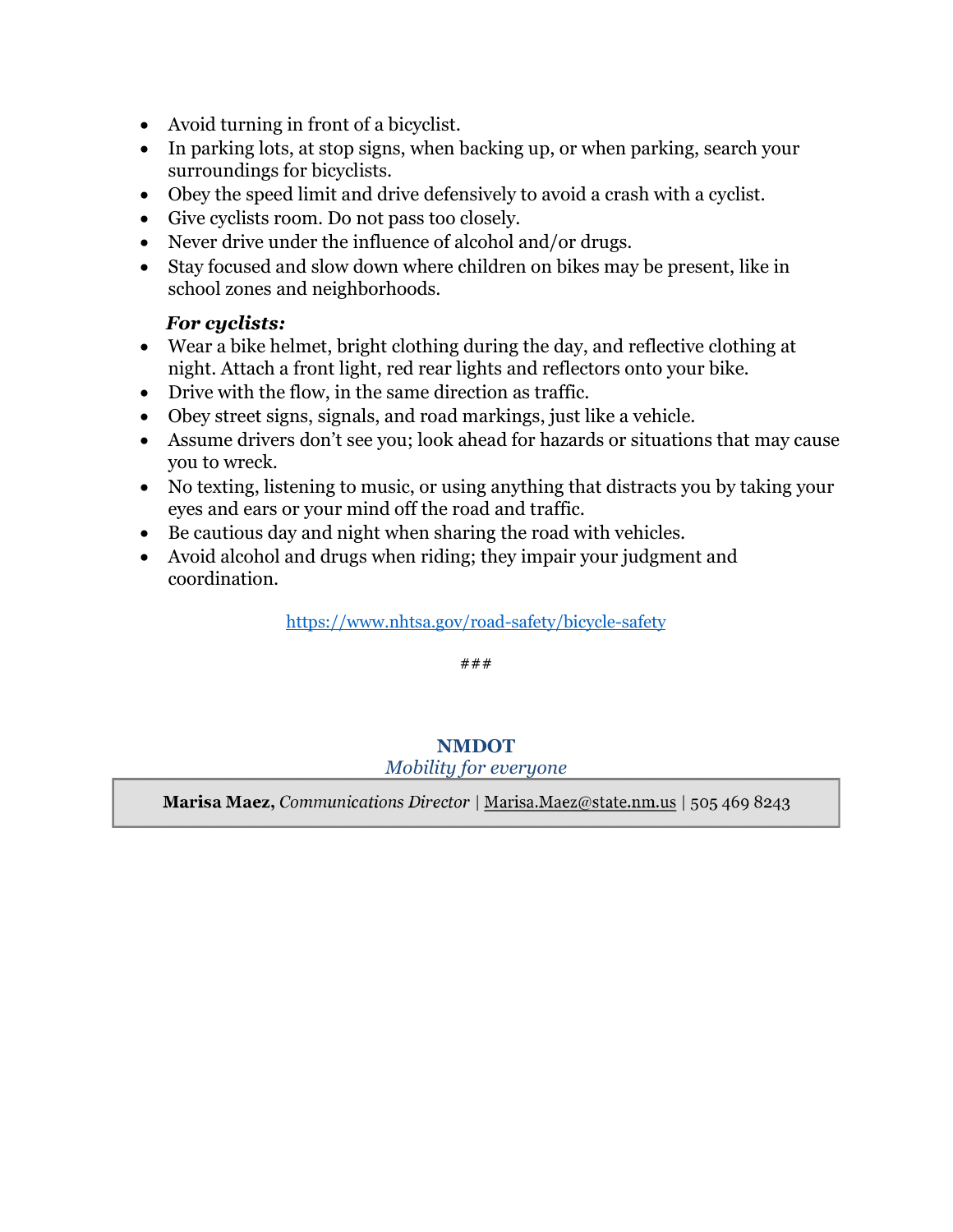- Avoid turning in front of a bicyclist.
- In parking lots, at stop signs, when backing up, or when parking, search your surroundings for bicyclists.
- Obey the speed limit and drive defensively to avoid a crash with a cyclist.
- Give cyclists room. Do not pass too closely.
- Never drive under the influence of alcohol and/or drugs.
- Stay focused and slow down where children on bikes may be present, like in school zones and neighborhoods.

***For cyclists:***

- Wear a bike helmet, bright clothing during the day, and reflective clothing at night. Attach a front light, red rear lights and reflectors onto your bike.
- Drive with the flow, in the same direction as traffic.
- Obey street signs, signals, and road markings, just like a vehicle.
- Assume drivers don't see you; look ahead for hazards or situations that may cause you to wreck.
- No texting, listening to music, or using anything that distracts you by taking your eyes and ears or your mind off the road and traffic.
- Be cautious day and night when sharing the road with vehicles.
- Avoid alcohol and drugs when riding; they impair your judgment and coordination.

https://www.nhtsa.gov/road-safety/bicycle-safety

###

**NMDOT**

*Mobility for everyone*

**Marisa Maez,** *Communications Director* | Marisa.Maez@state.nm.us | 505 469 8243